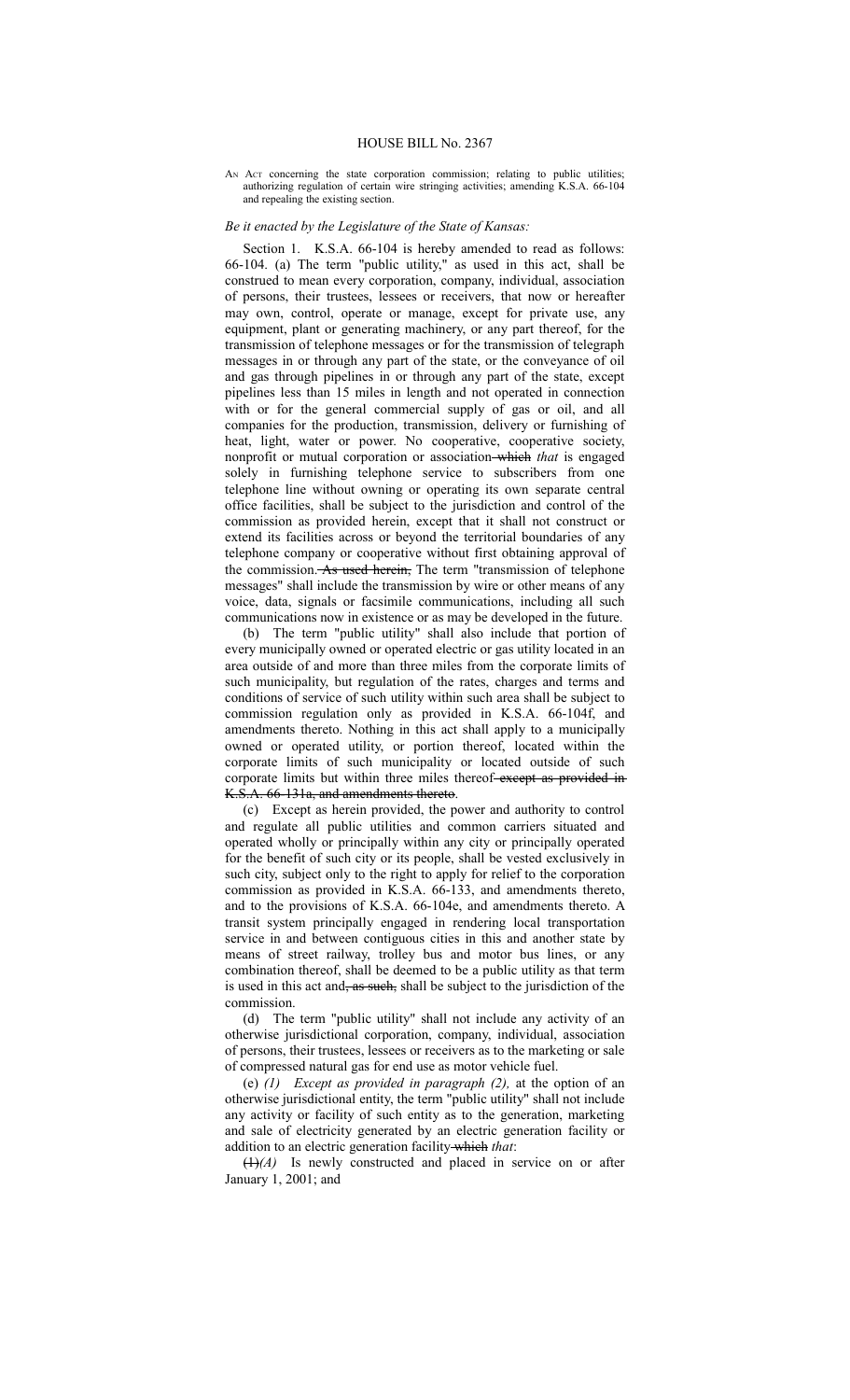# HOUSE BILL No. 2367

AN ACT concerning the state corporation commission; relating to public utilities; authorizing regulation of certain wire stringing activities; amending K.S.A. 66-104 and repealing the existing section.

*Be it enacted by the Legislature of the State of Kansas:*

Section 1. K.S.A. 66-104 is hereby amended to read as follows: 66-104. (a) The term "public utility," as used in this act, shall be construed to mean every corporation, company, individual, association of persons, their trustees, lessees or receivers, that now or hereafter may own, control, operate or manage, except for private use, any equipment, plant or generating machinery, or any part thereof, for the transmission of telephone messages or for the transmission of telegraph messages in or through any part of the state, or the conveyance of oil and gas through pipelines in or through any part of the state, except pipelines less than 15 miles in length and not operated in connection with or for the general commercial supply of gas or oil, and all companies for the production, transmission, delivery or furnishing of heat, light, water or power. No cooperative, cooperative society, nonprofit or mutual corporation or association ~~which~~ *that* is engaged solely in furnishing telephone service to subscribers from one telephone line without owning or operating its own separate central office facilities, shall be subject to the jurisdiction and control of the commission as provided herein, except that it shall not construct or extend its facilities across or beyond the territorial boundaries of any telephone company or cooperative without first obtaining approval of the commission. ~~As used herein,~~ The term "transmission of telephone messages" shall include the transmission by wire or other means of any voice, data, signals or facsimile communications, including all such communications now in existence or as may be developed in the future.

(b) The term "public utility" shall also include that portion of every municipally owned or operated electric or gas utility located in an area outside of and more than three miles from the corporate limits of such municipality, but regulation of the rates, charges and terms and conditions of service of such utility within such area shall be subject to commission regulation only as provided in K.S.A. 66-104f, and amendments thereto. Nothing in this act shall apply to a municipally owned or operated utility, or portion thereof, located within the corporate limits of such municipality or located outside of such corporate limits but within three miles thereof ~~except as provided in K.S.A. 66-131a, and amendments thereto~~.

(c) Except as herein provided, the power and authority to control and regulate all public utilities and common carriers situated and operated wholly or principally within any city or principally operated for the benefit of such city or its people, shall be vested exclusively in such city, subject only to the right to apply for relief to the corporation commission as provided in K.S.A. 66-133, and amendments thereto, and to the provisions of K.S.A. 66-104e, and amendments thereto. A transit system principally engaged in rendering local transportation service in and between contiguous cities in this and another state by means of street railway, trolley bus and motor bus lines, or any combination thereof, shall be deemed to be a public utility as that term is used in this act and~~, as such,~~ shall be subject to the jurisdiction of the commission.

(d) The term "public utility" shall not include any activity of an otherwise jurisdictional corporation, company, individual, association of persons, their trustees, lessees or receivers as to the marketing or sale of compressed natural gas for end use as motor vehicle fuel.

(e) *(1) Except as provided in paragraph (2),* at the option of an otherwise jurisdictional entity, the term "public utility" shall not include any activity or facility of such entity as to the generation, marketing and sale of electricity generated by an electric generation facility or addition to an electric generation facility ~~which~~ *that*:

~~(1)~~*(A)* Is newly constructed and placed in service on or after January 1, 2001; and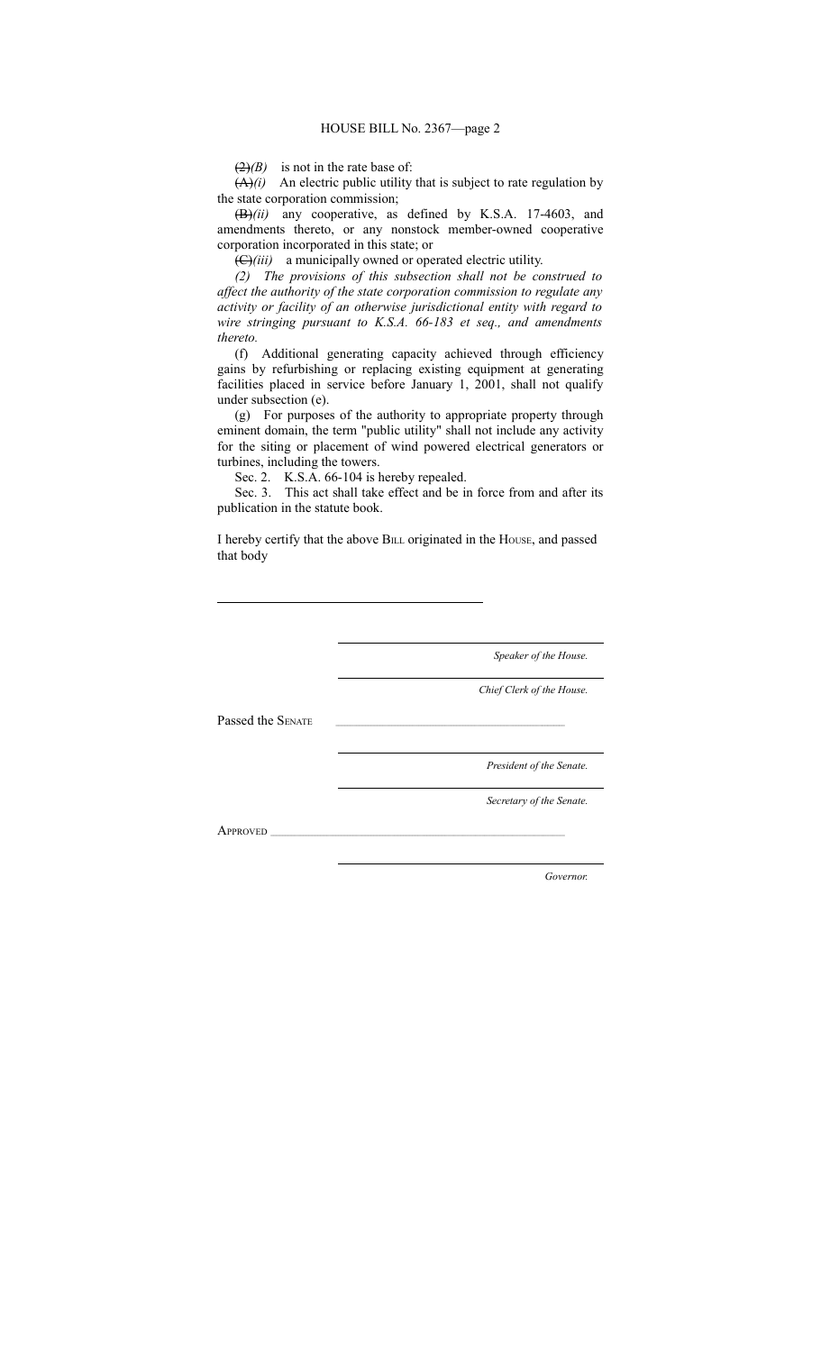~~(2)~~*(B)* is not in the rate base of:

~~(A)~~*(i)* An electric public utility that is subject to rate regulation by the state corporation commission;

~~(B)~~*(ii)* any cooperative, as defined by K.S.A. 17-4603, and amendments thereto, or any nonstock member-owned cooperative corporation incorporated in this state; or

~~(C)~~*(iii)* a municipally owned or operated electric utility.

*(2) The provisions of this subsection shall not be construed to affect the authority of the state corporation commission to regulate any activity or facility of an otherwise jurisdictional entity with regard to wire stringing pursuant to K.S.A. 66-183 et seq., and amendments thereto.*

(f) Additional generating capacity achieved through efficiency gains by refurbishing or replacing existing equipment at generating facilities placed in service before January 1, 2001, shall not qualify under subsection (e).

(g) For purposes of the authority to appropriate property through eminent domain, the term "public utility" shall not include any activity for the siting or placement of wind powered electrical generators or turbines, including the towers.

Sec. 2. K.S.A. 66-104 is hereby repealed.

Sec. 3. This act shall take effect and be in force from and after its publication in the statute book.

I hereby certify that the above BILL originated in the HOUSE, and passed that body

\_\_\_\_\_\_\_\_\_\_\_\_\_\_\_\_\_\_\_\_\_\_\_\_\_\_\_\_\_\_\_\_\_\_\_\_\_\_\_\_

\_\_\_\_\_\_\_\_\_\_\_\_\_\_\_\_\_\_\_\_\_\_\_\_\_\_\_\_\_\_\_\_\_\_\_\_\_\_\_\_
*Speaker of the House.*

\_\_\_\_\_\_\_\_\_\_\_\_\_\_\_\_\_\_\_\_\_\_\_\_\_\_\_\_\_\_\_\_\_\_\_\_\_\_\_\_
*Chief Clerk of the House.*

Passed the SENATE \_\_\_\_\_\_\_\_\_\_\_\_\_\_\_\_\_\_\_\_\_\_\_\_\_\_\_\_\_\_\_\_\_\_\_\_\_\_\_\_

\_\_\_\_\_\_\_\_\_\_\_\_\_\_\_\_\_\_\_\_\_\_\_\_\_\_\_\_\_\_\_\_\_\_\_\_\_\_\_\_
*President of the Senate.*

\_\_\_\_\_\_\_\_\_\_\_\_\_\_\_\_\_\_\_\_\_\_\_\_\_\_\_\_\_\_\_\_\_\_\_\_\_\_\_\_
*Secretary of the Senate.*

APPROVED \_\_\_\_\_\_\_\_\_\_\_\_\_\_\_\_\_\_\_\_\_\_\_\_\_\_\_\_\_\_\_\_\_\_\_\_\_\_\_\_

\_\_\_\_\_\_\_\_\_\_\_\_\_\_\_\_\_\_\_\_\_\_\_\_\_\_\_\_\_\_\_\_\_\_\_\_\_\_\_\_
*Governor.*